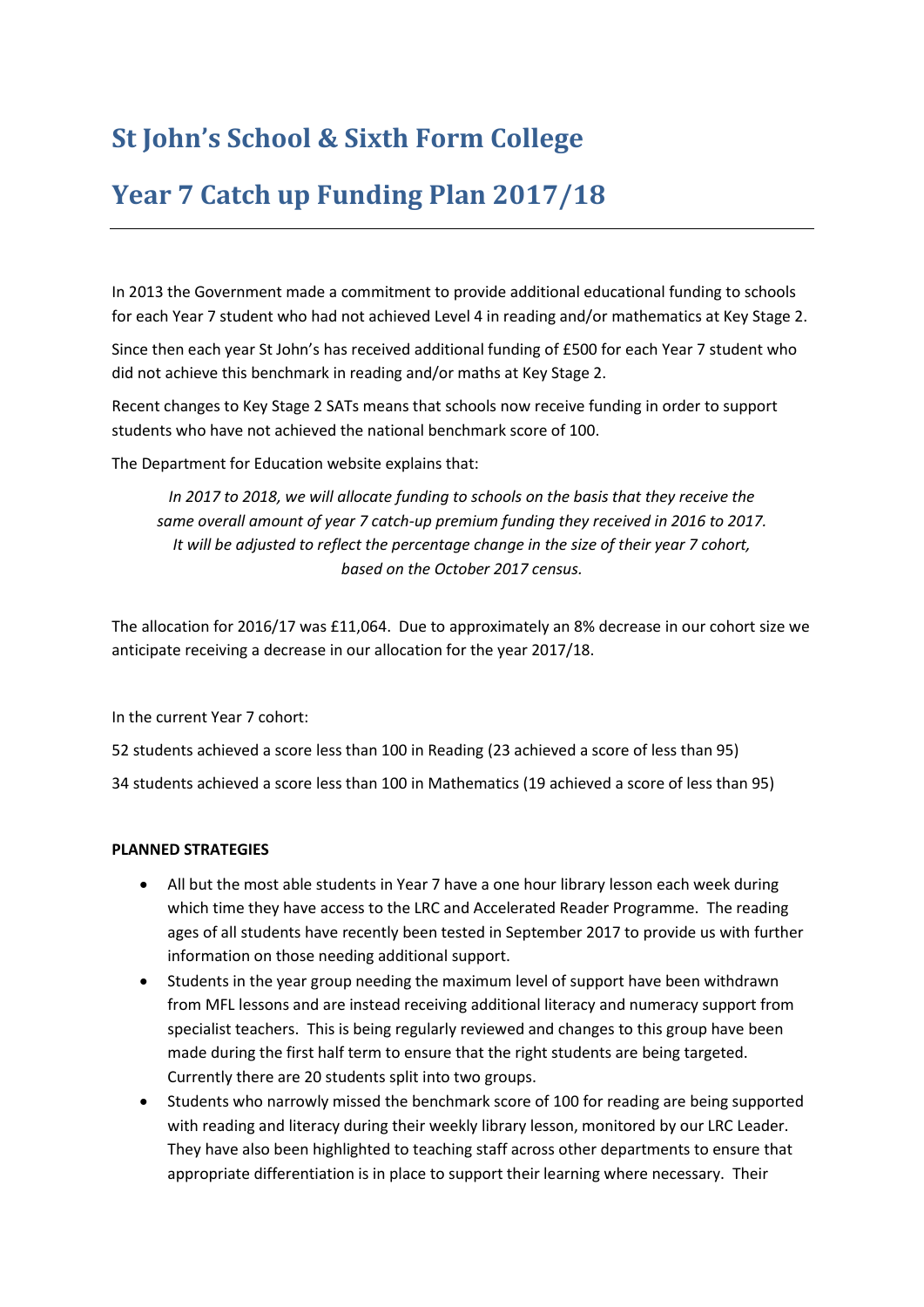# St John's School & Sixth Form College

# Year 7 Catch up Funding Plan 2017/18

In 2013 the Government made a commitment to provide additional educational funding to schools for each Year 7 student who had not achieved Level 4 in reading and/or mathematics at Key Stage 2.

Since then each year St John's has received additional funding of £500 for each Year 7 student who did not achieve this benchmark in reading and/or maths at Key Stage 2.

Recent changes to Key Stage 2 SATs means that schools now receive funding in order to support students who have not achieved the national benchmark score of 100.

The Department for Education website explains that:

> *In 2017 to 2018, we will allocate funding to schools on the basis that they receive the same overall amount of year 7 catch-up premium funding they received in 2016 to 2017. It will be adjusted to reflect the percentage change in the size of their year 7 cohort, based on the October 2017 census.*

The allocation for 2016/17 was £11,064. Due to approximately an 8% decrease in our cohort size we anticipate receiving a decrease in our allocation for the year 2017/18.

In the current Year 7 cohort:

52 students achieved a score less than 100 in Reading (23 achieved a score of less than 95)

34 students achieved a score less than 100 in Mathematics (19 achieved a score of less than 95)

**PLANNED STRATEGIES**

- All but the most able students in Year 7 have a one hour library lesson each week during which time they have access to the LRC and Accelerated Reader Programme. The reading ages of all students have recently been tested in September 2017 to provide us with further information on those needing additional support.
- Students in the year group needing the maximum level of support have been withdrawn from MFL lessons and are instead receiving additional literacy and numeracy support from specialist teachers. This is being regularly reviewed and changes to this group have been made during the first half term to ensure that the right students are being targeted. Currently there are 20 students split into two groups.
- Students who narrowly missed the benchmark score of 100 for reading are being supported with reading and literacy during their weekly library lesson, monitored by our LRC Leader. They have also been highlighted to teaching staff across other departments to ensure that appropriate differentiation is in place to support their learning where necessary. Their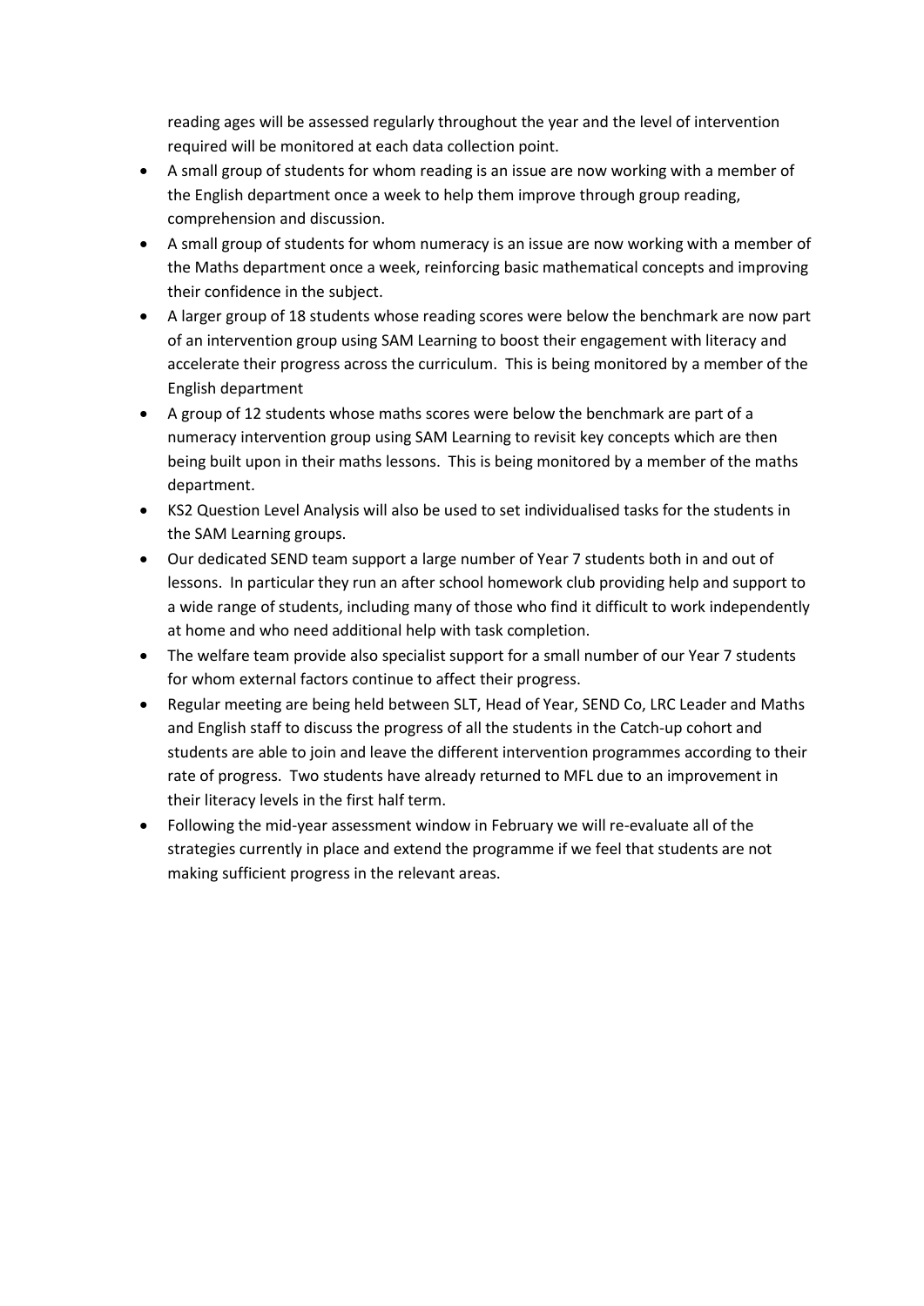reading ages will be assessed regularly throughout the year and the level of intervention required will be monitored at each data collection point.

- A small group of students for whom reading is an issue are now working with a member of the English department once a week to help them improve through group reading, comprehension and discussion.
- A small group of students for whom numeracy is an issue are now working with a member of the Maths department once a week, reinforcing basic mathematical concepts and improving their confidence in the subject.
- A larger group of 18 students whose reading scores were below the benchmark are now part of an intervention group using SAM Learning to boost their engagement with literacy and accelerate their progress across the curriculum. This is being monitored by a member of the English department
- A group of 12 students whose maths scores were below the benchmark are part of a numeracy intervention group using SAM Learning to revisit key concepts which are then being built upon in their maths lessons. This is being monitored by a member of the maths department.
- KS2 Question Level Analysis will also be used to set individualised tasks for the students in the SAM Learning groups.
- Our dedicated SEND team support a large number of Year 7 students both in and out of lessons. In particular they run an after school homework club providing help and support to a wide range of students, including many of those who find it difficult to work independently at home and who need additional help with task completion.
- The welfare team provide also specialist support for a small number of our Year 7 students for whom external factors continue to affect their progress.
- Regular meeting are being held between SLT, Head of Year, SEND Co, LRC Leader and Maths and English staff to discuss the progress of all the students in the Catch-up cohort and students are able to join and leave the different intervention programmes according to their rate of progress. Two students have already returned to MFL due to an improvement in their literacy levels in the first half term.
- Following the mid-year assessment window in February we will re-evaluate all of the strategies currently in place and extend the programme if we feel that students are not making sufficient progress in the relevant areas.